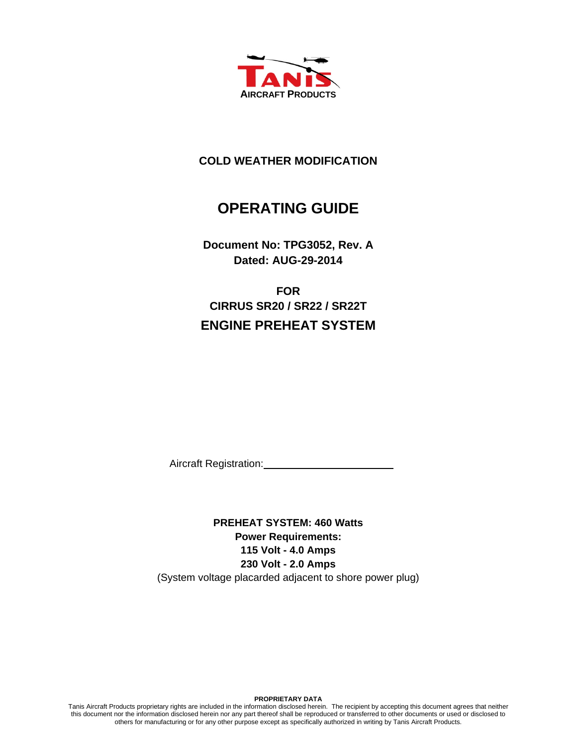**TANIS**
**AIRCRAFT PRODUCTS**

## COLD WEATHER MODIFICATION

# OPERATING GUIDE

**Document No: TPG3052, Rev. A**
**Dated: AUG-29-2014**

**FOR**
**CIRRUS SR20 / SR22 / SR22T**
**ENGINE PREHEAT SYSTEM**

Aircraft Registration:\_\_\_\_\_\_\_\_\_\_\_\_\_\_\_\_\_\_\_\_\_\_\_\_

**PREHEAT SYSTEM: 460 Watts**
**Power Requirements:**
**115 Volt - 4.0 Amps**
**230 Volt - 2.0 Amps**
(System voltage placarded adjacent to shore power plug)

**PROPRIETARY DATA**
Tanis Aircraft Products proprietary rights are included in the information disclosed herein. The recipient by accepting this document agrees that neither this document nor the information disclosed herein nor any part thereof shall be reproduced or transferred to other documents or used or disclosed to others for manufacturing or for any other purpose except as specifically authorized in writing by Tanis Aircraft Products.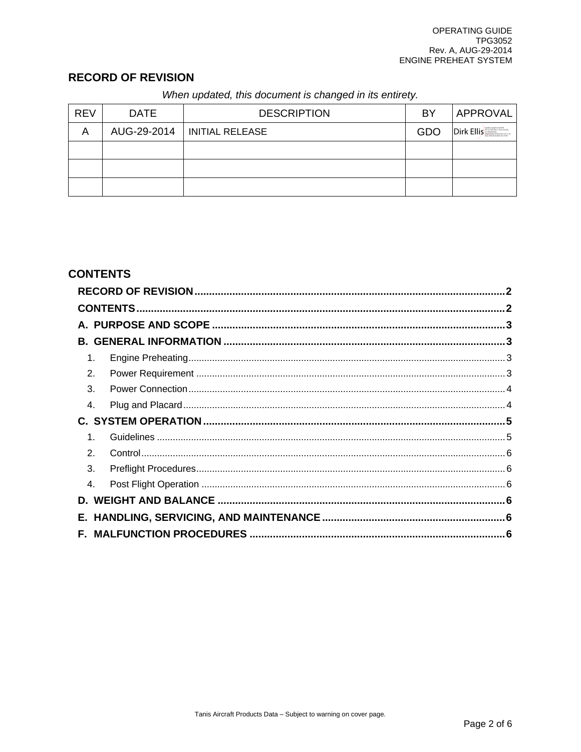## RECORD OF REVISION

*When updated, this document is changed in its entirety.*

| REV | DATE | DESCRIPTION | BY | APPROVAL |
|---|---|---|---|---|
| A | AUG-29-2014 | INITIAL RELEASE | GDO | Dirk Ellis |
| | | | | |
| | | | | |
| | | | | |

## CONTENTS

**RECORD OF REVISION** ..... 2

**CONTENTS** ..... 2

**A. PURPOSE AND SCOPE** ..... 3

**B. GENERAL INFORMATION** ..... 3

1. Engine Preheating ..... 3
2. Power Requirement ..... 3
3. Power Connection ..... 4
4. Plug and Placard ..... 4

**C. SYSTEM OPERATION** ..... 5

1. Guidelines ..... 5
2. Control ..... 6
3. Preflight Procedures ..... 6
4. Post Flight Operation ..... 6

**D. WEIGHT AND BALANCE** ..... 6

**E. HANDLING, SERVICING, AND MAINTENANCE** ..... 6

**F. MALFUNCTION PROCEDURES** ..... 6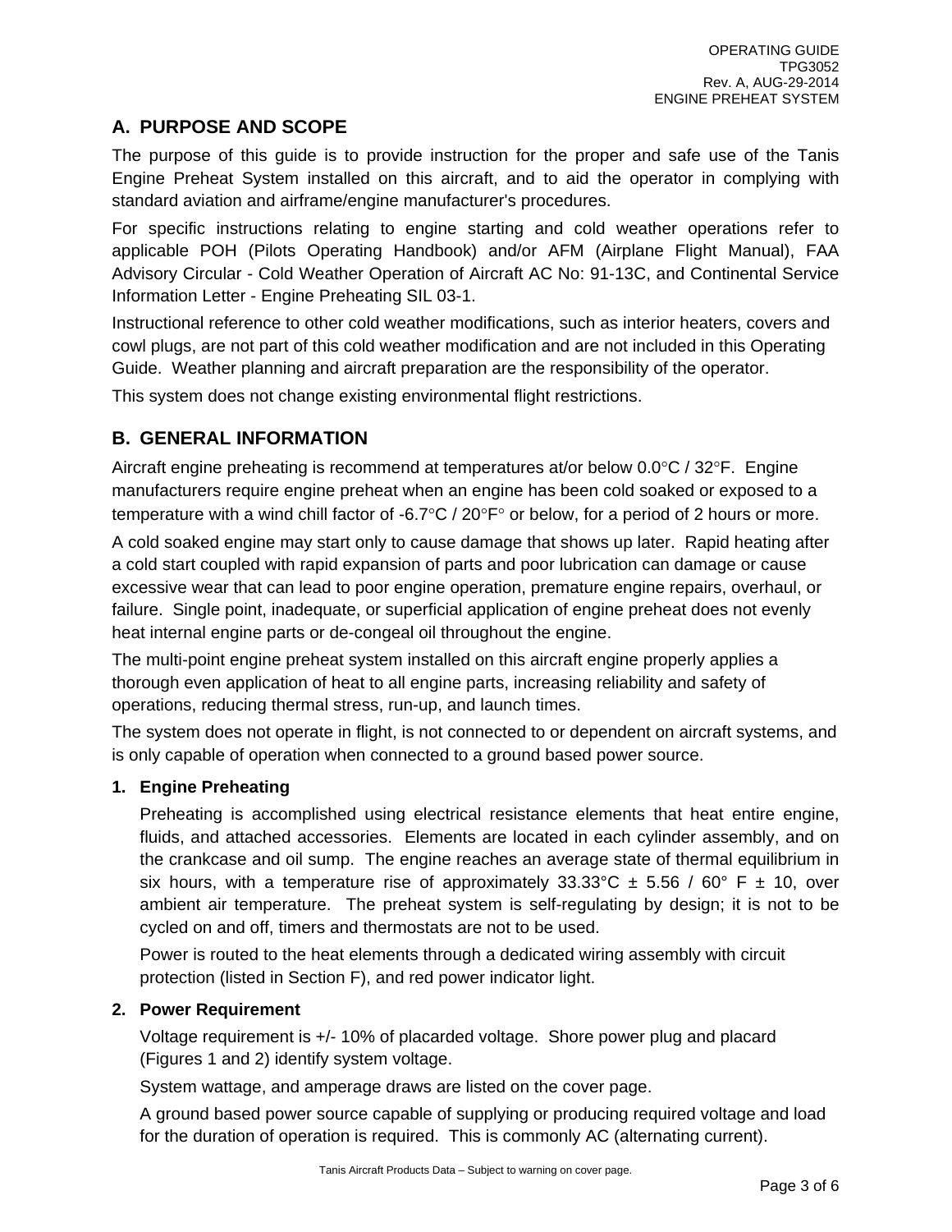## A. PURPOSE AND SCOPE

The purpose of this guide is to provide instruction for the proper and safe use of the Tanis Engine Preheat System installed on this aircraft, and to aid the operator in complying with standard aviation and airframe/engine manufacturer's procedures.

For specific instructions relating to engine starting and cold weather operations refer to applicable POH (Pilots Operating Handbook) and/or AFM (Airplane Flight Manual), FAA Advisory Circular - Cold Weather Operation of Aircraft AC No: 91-13C, and Continental Service Information Letter - Engine Preheating SIL 03-1.

Instructional reference to other cold weather modifications, such as interior heaters, covers and cowl plugs, are not part of this cold weather modification and are not included in this Operating Guide. Weather planning and aircraft preparation are the responsibility of the operator.

This system does not change existing environmental flight restrictions.

## B. GENERAL INFORMATION

Aircraft engine preheating is recommend at temperatures at/or below 0.0°C / 32°F. Engine manufacturers require engine preheat when an engine has been cold soaked or exposed to a temperature with a wind chill factor of -6.7°C / 20°F° or below, for a period of 2 hours or more.

A cold soaked engine may start only to cause damage that shows up later. Rapid heating after a cold start coupled with rapid expansion of parts and poor lubrication can damage or cause excessive wear that can lead to poor engine operation, premature engine repairs, overhaul, or failure. Single point, inadequate, or superficial application of engine preheat does not evenly heat internal engine parts or de-congeal oil throughout the engine.

The multi-point engine preheat system installed on this aircraft engine properly applies a thorough even application of heat to all engine parts, increasing reliability and safety of operations, reducing thermal stress, run-up, and launch times.

The system does not operate in flight, is not connected to or dependent on aircraft systems, and is only capable of operation when connected to a ground based power source.

### 1. Engine Preheating

Preheating is accomplished using electrical resistance elements that heat entire engine, fluids, and attached accessories. Elements are located in each cylinder assembly, and on the crankcase and oil sump. The engine reaches an average state of thermal equilibrium in six hours, with a temperature rise of approximately 33.33°C ± 5.56 / 60° F ± 10, over ambient air temperature. The preheat system is self-regulating by design; it is not to be cycled on and off, timers and thermostats are not to be used.

Power is routed to the heat elements through a dedicated wiring assembly with circuit protection (listed in Section F), and red power indicator light.

### 2. Power Requirement

Voltage requirement is +/- 10% of placarded voltage. Shore power plug and placard (Figures 1 and 2) identify system voltage.

System wattage, and amperage draws are listed on the cover page.

A ground based power source capable of supplying or producing required voltage and load for the duration of operation is required. This is commonly AC (alternating current).

Tanis Aircraft Products Data – Subject to warning on cover page.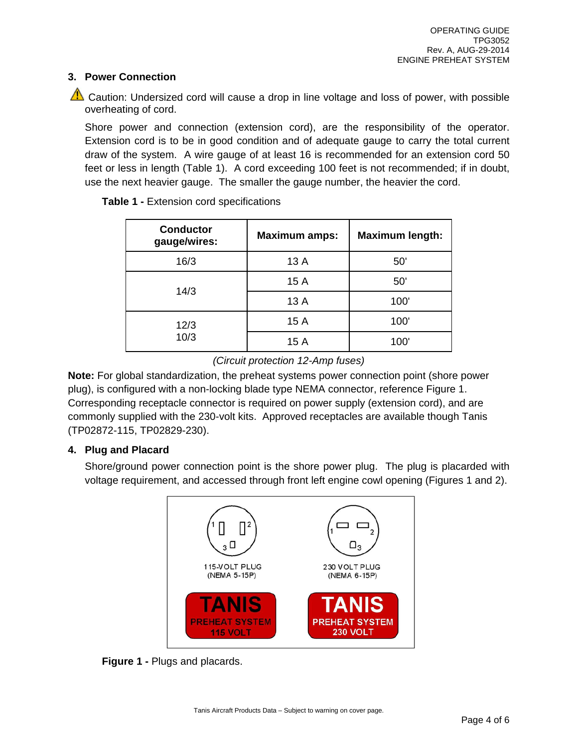## 3. Power Connection

⚠ Caution: Undersized cord will cause a drop in line voltage and loss of power, with possible overheating of cord.

Shore power and connection (extension cord), are the responsibility of the operator. Extension cord is to be in good condition and of adequate gauge to carry the total current draw of the system. A wire gauge of at least 16 is recommended for an extension cord 50 feet or less in length (Table 1). A cord exceeding 100 feet is not recommended; if in doubt, use the next heavier gauge. The smaller the gauge number, the heavier the cord.

**Table 1 -** Extension cord specifications

| Conductor gauge/wires: | Maximum amps: | Maximum length: |
|---|---|---|
| 16/3 | 13 A | 50' |
| 14/3 | 15 A | 50' |
| | 13 A | 100' |
| 12/3 10/3 | 15 A | 100' |
| | 15 A | 100' |

*(Circuit protection 12-Amp fuses)*

**Note:** For global standardization, the preheat systems power connection point (shore power plug), is configured with a non-locking blade type NEMA connector, reference Figure 1. Corresponding receptacle connector is required on power supply (extension cord), and are commonly supplied with the 230-volt kits. Approved receptacles are available though Tanis (TP02872-115, TP02829-230).

## 4. Plug and Placard

Shore/ground power connection point is the shore power plug. The plug is placarded with voltage requirement, and accessed through front left engine cowl opening (Figures 1 and 2).

115-VOLT PLUG (NEMA 5-15P)

230 VOLT PLUG (NEMA 6-15P)

TANIS PREHEAT SYSTEM 115 VOLT

TANIS PREHEAT SYSTEM 230 VOLT

**Figure 1 -** Plugs and placards.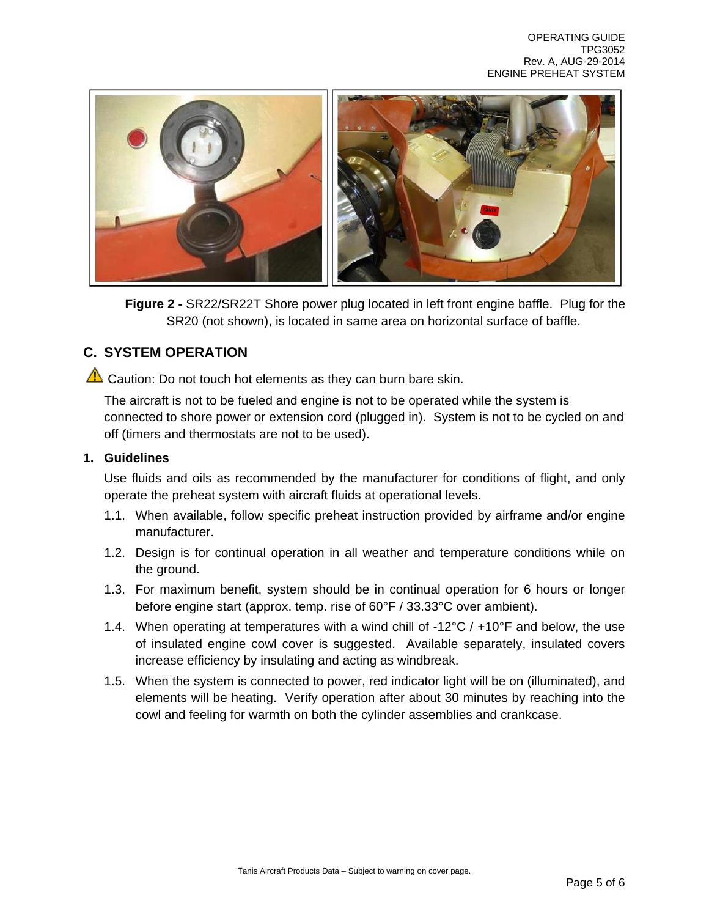**Figure 2 -** SR22/SR22T Shore power plug located in left front engine baffle. Plug for the SR20 (not shown), is located in same area on horizontal surface of baffle.

## C. SYSTEM OPERATION

⚠ Caution: Do not touch hot elements as they can burn bare skin.

The aircraft is not to be fueled and engine is not to be operated while the system is connected to shore power or extension cord (plugged in). System is not to be cycled on and off (timers and thermostats are not to be used).

### 1. Guidelines

Use fluids and oils as recommended by the manufacturer for conditions of flight, and only operate the preheat system with aircraft fluids at operational levels.

1.1. When available, follow specific preheat instruction provided by airframe and/or engine manufacturer.

1.2. Design is for continual operation in all weather and temperature conditions while on the ground.

1.3. For maximum benefit, system should be in continual operation for 6 hours or longer before engine start (approx. temp. rise of 60°F / 33.33°C over ambient).

1.4. When operating at temperatures with a wind chill of -12°C / +10°F and below, the use of insulated engine cowl cover is suggested. Available separately, insulated covers increase efficiency by insulating and acting as windbreak.

1.5. When the system is connected to power, red indicator light will be on (illuminated), and elements will be heating. Verify operation after about 30 minutes by reaching into the cowl and feeling for warmth on both the cylinder assemblies and crankcase.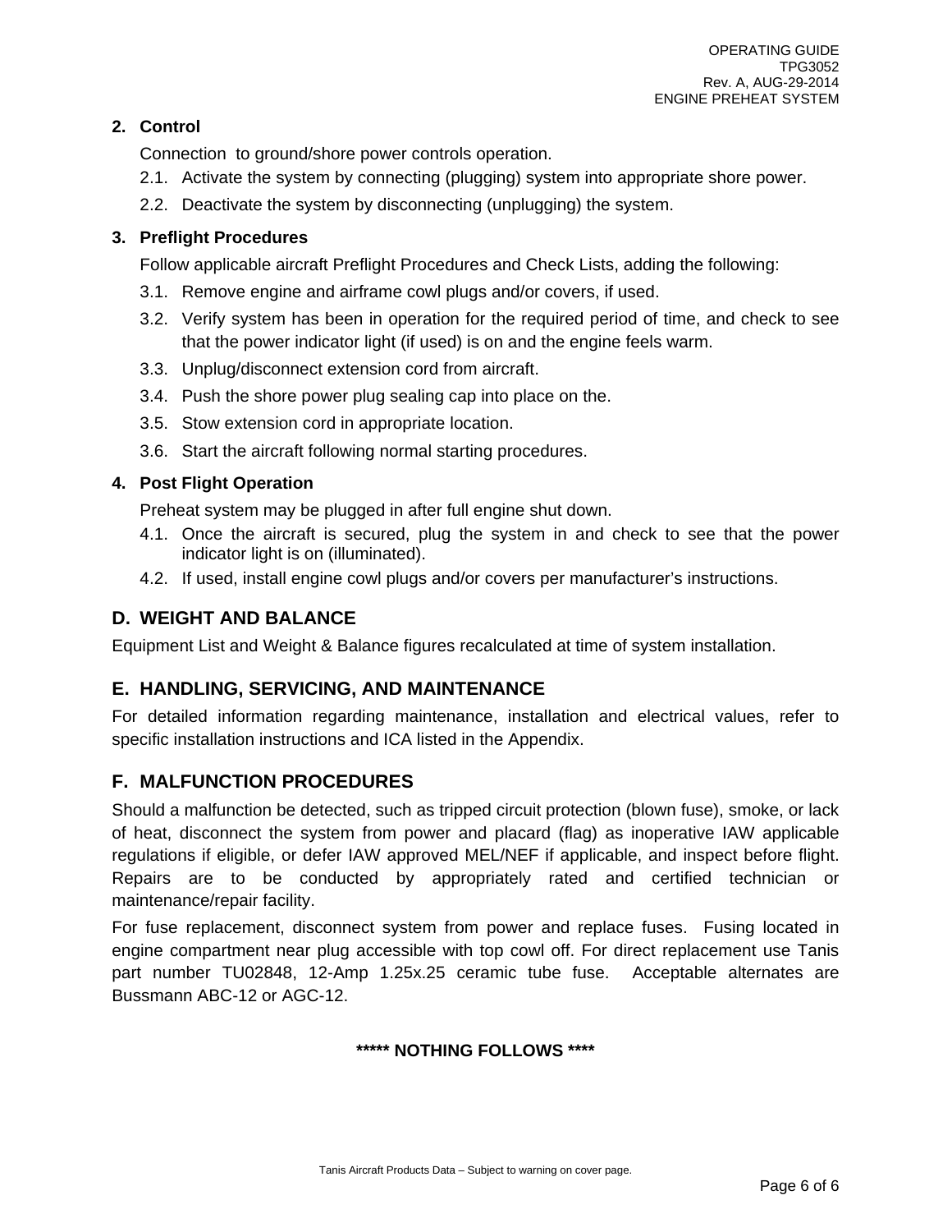**2. Control**

Connection  to ground/shore power controls operation.

2.1. Activate the system by connecting (plugging) system into appropriate shore power.

2.2. Deactivate the system by disconnecting (unplugging) the system.

**3. Preflight Procedures**

Follow applicable aircraft Preflight Procedures and Check Lists, adding the following:

3.1. Remove engine and airframe cowl plugs and/or covers, if used.

3.2. Verify system has been in operation for the required period of time, and check to see that the power indicator light (if used) is on and the engine feels warm.

3.3. Unplug/disconnect extension cord from aircraft.

3.4. Push the shore power plug sealing cap into place on the.

3.5. Stow extension cord in appropriate location.

3.6. Start the aircraft following normal starting procedures.

**4. Post Flight Operation**

Preheat system may be plugged in after full engine shut down.

4.1. Once the aircraft is secured, plug the system in and check to see that the power indicator light is on (illuminated).

4.2. If used, install engine cowl plugs and/or covers per manufacturer's instructions.

## D. WEIGHT AND BALANCE

Equipment List and Weight & Balance figures recalculated at time of system installation.

## E. HANDLING, SERVICING, AND MAINTENANCE

For detailed information regarding maintenance, installation and electrical values, refer to specific installation instructions and ICA listed in the Appendix.

## F. MALFUNCTION PROCEDURES

Should a malfunction be detected, such as tripped circuit protection (blown fuse), smoke, or lack of heat, disconnect the system from power and placard (flag) as inoperative IAW applicable regulations if eligible, or defer IAW approved MEL/NEF if applicable, and inspect before flight. Repairs are to be conducted by appropriately rated and certified technician or maintenance/repair facility.

For fuse replacement, disconnect system from power and replace fuses.  Fusing located in engine compartment near plug accessible with top cowl off. For direct replacement use Tanis part number TU02848, 12-Amp 1.25x.25 ceramic tube fuse.  Acceptable alternates are Bussmann ABC-12 or AGC-12.

**\*\*\*\*\* NOTHING FOLLOWS \*\*\*\***

Tanis Aircraft Products Data – Subject to warning on cover page.